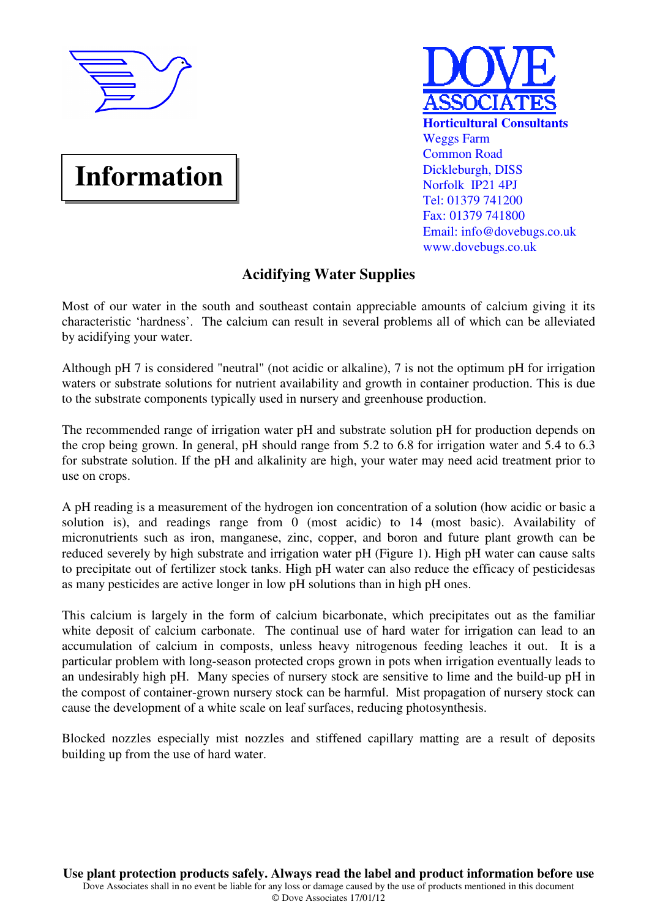# Information

**DOVE ASSOCIATES**
**Horticultural Consultants**
Weggs Farm
Common Road
Dickleburgh, DISS
Norfolk IP21 4PJ
Tel: 01379 741200
Fax: 01379 741800
Email: info@dovebugs.co.uk
www.dovebugs.co.uk

## Acidifying Water Supplies

Most of our water in the south and southeast contain appreciable amounts of calcium giving it its characteristic 'hardness'. The calcium can result in several problems all of which can be alleviated by acidifying your water.

Although pH 7 is considered "neutral" (not acidic or alkaline), 7 is not the optimum pH for irrigation waters or substrate solutions for nutrient availability and growth in container production. This is due to the substrate components typically used in nursery and greenhouse production.

The recommended range of irrigation water pH and substrate solution pH for production depends on the crop being grown. In general, pH should range from 5.2 to 6.8 for irrigation water and 5.4 to 6.3 for substrate solution. If the pH and alkalinity are high, your water may need acid treatment prior to use on crops.

A pH reading is a measurement of the hydrogen ion concentration of a solution (how acidic or basic a solution is), and readings range from 0 (most acidic) to 14 (most basic). Availability of micronutrients such as iron, manganese, zinc, copper, and boron and future plant growth can be reduced severely by high substrate and irrigation water pH (Figure 1). High pH water can cause salts to precipitate out of fertilizer stock tanks. High pH water can also reduce the efficacy of pesticidesas as many pesticides are active longer in low pH solutions than in high pH ones.

This calcium is largely in the form of calcium bicarbonate, which precipitates out as the familiar white deposit of calcium carbonate. The continual use of hard water for irrigation can lead to an accumulation of calcium in composts, unless heavy nitrogenous feeding leaches it out. It is a particular problem with long-season protected crops grown in pots when irrigation eventually leads to an undesirably high pH. Many species of nursery stock are sensitive to lime and the build-up pH in the compost of container-grown nursery stock can be harmful. Mist propagation of nursery stock can cause the development of a white scale on leaf surfaces, reducing photosynthesis.

Blocked nozzles especially mist nozzles and stiffened capillary matting are a result of deposits building up from the use of hard water.

**Use plant protection products safely. Always read the label and product information before use**

Dove Associates shall in no event be liable for any loss or damage caused by the use of products mentioned in this document

© Dove Associates 17/01/12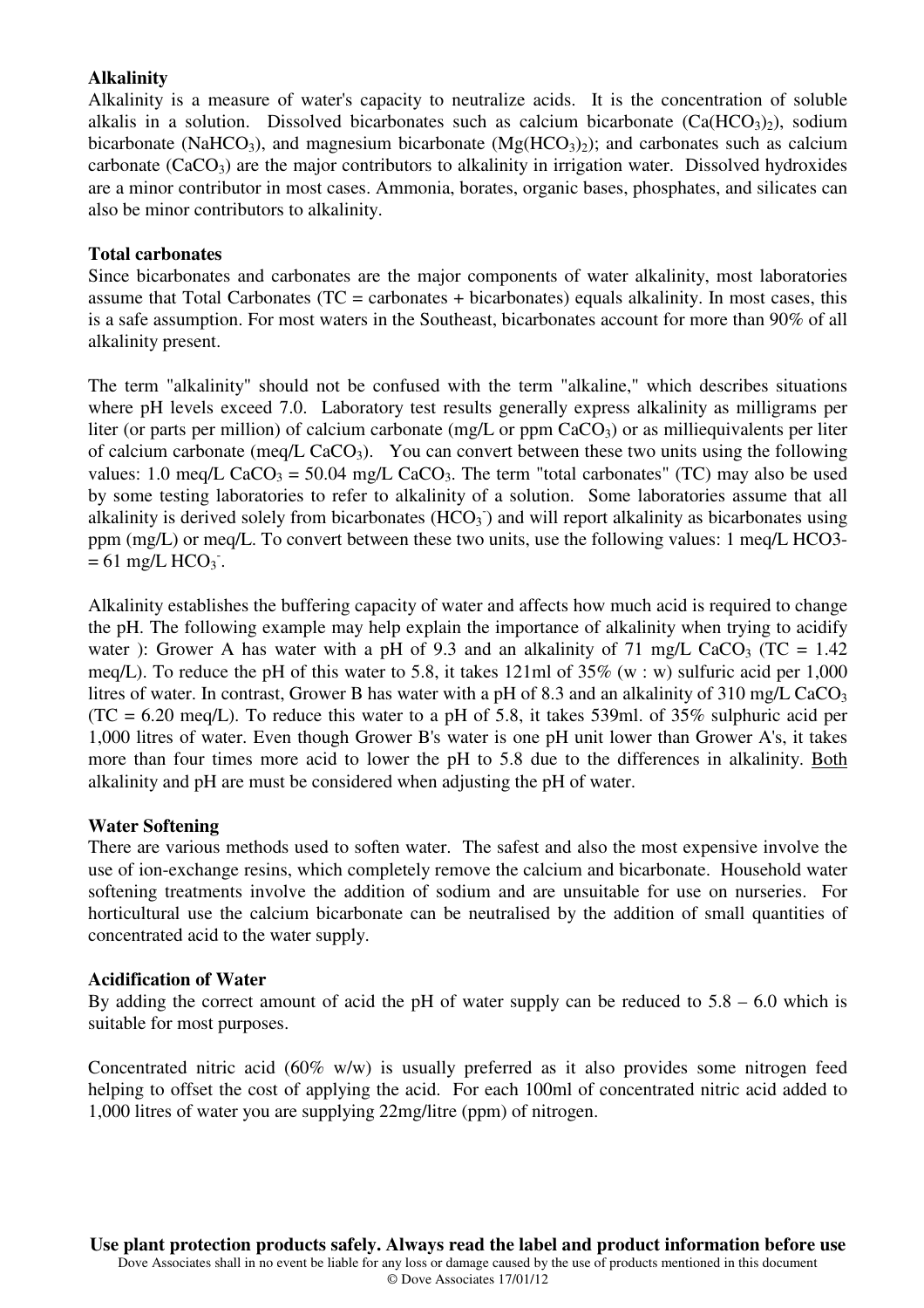**Alkalinity**

Alkalinity is a measure of water's capacity to neutralize acids. It is the concentration of soluble alkalis in a solution. Dissolved bicarbonates such as calcium bicarbonate ($Ca(HCO_3)_2$), sodium bicarbonate ($NaHCO_3$), and magnesium bicarbonate ($Mg(HCO_3)_2$); and carbonates such as calcium carbonate ($CaCO_3$) are the major contributors to alkalinity in irrigation water. Dissolved hydroxides are a minor contributor in most cases. Ammonia, borates, organic bases, phosphates, and silicates can also be minor contributors to alkalinity.

**Total carbonates**

Since bicarbonates and carbonates are the major components of water alkalinity, most laboratories assume that Total Carbonates (TC = carbonates + bicarbonates) equals alkalinity. In most cases, this is a safe assumption. For most waters in the Southeast, bicarbonates account for more than 90% of all alkalinity present.

The term "alkalinity" should not be confused with the term "alkaline," which describes situations where pH levels exceed 7.0. Laboratory test results generally express alkalinity as milligrams per liter (or parts per million) of calcium carbonate (mg/L or ppm $CaCO_3$) or as milliequivalents per liter of calcium carbonate (meq/L $CaCO_3$). You can convert between these two units using the following values: 1.0 meq/L $CaCO_3$ = 50.04 mg/L $CaCO_3$. The term "total carbonates" (TC) may also be used by some testing laboratories to refer to alkalinity of a solution. Some laboratories assume that all alkalinity is derived solely from bicarbonates ($HCO_3^-$) and will report alkalinity as bicarbonates using ppm (mg/L) or meq/L. To convert between these two units, use the following values: 1 meq/L HCO3- = 61 mg/L $HCO_3^-$.

Alkalinity establishes the buffering capacity of water and affects how much acid is required to change the pH. The following example may help explain the importance of alkalinity when trying to acidify water ): Grower A has water with a pH of 9.3 and an alkalinity of 71 mg/L $CaCO_3$ (TC = 1.42 meq/L). To reduce the pH of this water to 5.8, it takes 121ml of 35% (w : w) sulfuric acid per 1,000 litres of water. In contrast, Grower B has water with a pH of 8.3 and an alkalinity of 310 mg/L $CaCO_3$ (TC = 6.20 meq/L). To reduce this water to a pH of 5.8, it takes 539ml. of 35% sulphuric acid per 1,000 litres of water. Even though Grower B's water is one pH unit lower than Grower A's, it takes more than four times more acid to lower the pH to 5.8 due to the differences in alkalinity. Both alkalinity and pH are must be considered when adjusting the pH of water.

**Water Softening**

There are various methods used to soften water. The safest and also the most expensive involve the use of ion-exchange resins, which completely remove the calcium and bicarbonate. Household water softening treatments involve the addition of sodium and are unsuitable for use on nurseries. For horticultural use the calcium bicarbonate can be neutralised by the addition of small quantities of concentrated acid to the water supply.

**Acidification of Water**

By adding the correct amount of acid the pH of water supply can be reduced to 5.8 – 6.0 which is suitable for most purposes.

Concentrated nitric acid (60% w/w) is usually preferred as it also provides some nitrogen feed helping to offset the cost of applying the acid. For each 100ml of concentrated nitric acid added to 1,000 litres of water you are supplying 22mg/litre (ppm) of nitrogen.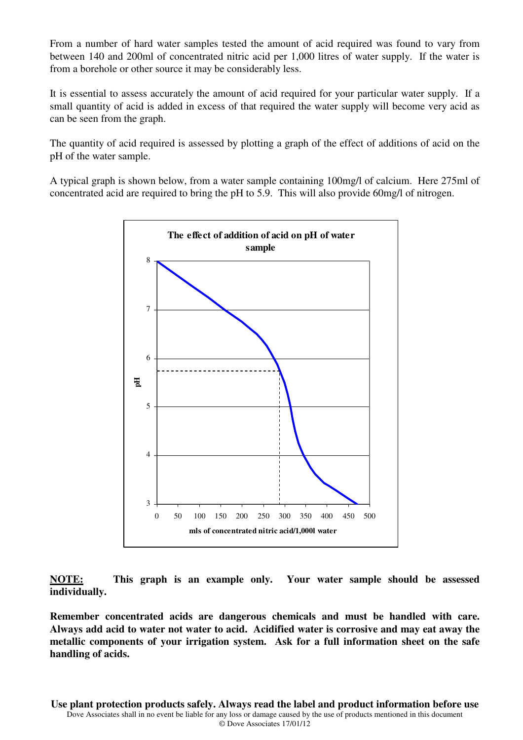From a number of hard water samples tested the amount of acid required was found to vary from between 140 and 200ml of concentrated nitric acid per 1,000 litres of water supply. If the water is from a borehole or other source it may be considerably less.

It is essential to assess accurately the amount of acid required for your particular water supply. If a small quantity of acid is added in excess of that required the water supply will become very acid as can be seen from the graph.

The quantity of acid required is assessed by plotting a graph of the effect of additions of acid on the pH of the water sample.

A typical graph is shown below, from a water sample containing 100mg/l of calcium. Here 275ml of concentrated acid are required to bring the pH to 5.9. This will also provide 60mg/l of nitrogen.

**The effect of addition of acid on pH of water sample**

pH (y-axis: 3–8); mls of concentrated nitric acid/1,000l water (x-axis: 0–500)

**NOTE:** **This graph is an example only. Your water sample should be assessed individually.**

**Remember concentrated acids are dangerous chemicals and must be handled with care. Always add acid to water not water to acid. Acidified water is corrosive and may eat away the metallic components of your irrigation system. Ask for a full information sheet on the safe handling of acids.**

**Use plant protection products safely. Always read the label and product information before use**

Dove Associates shall in no event be liable for any loss or damage caused by the use of products mentioned in this document

© Dove Associates 17/01/12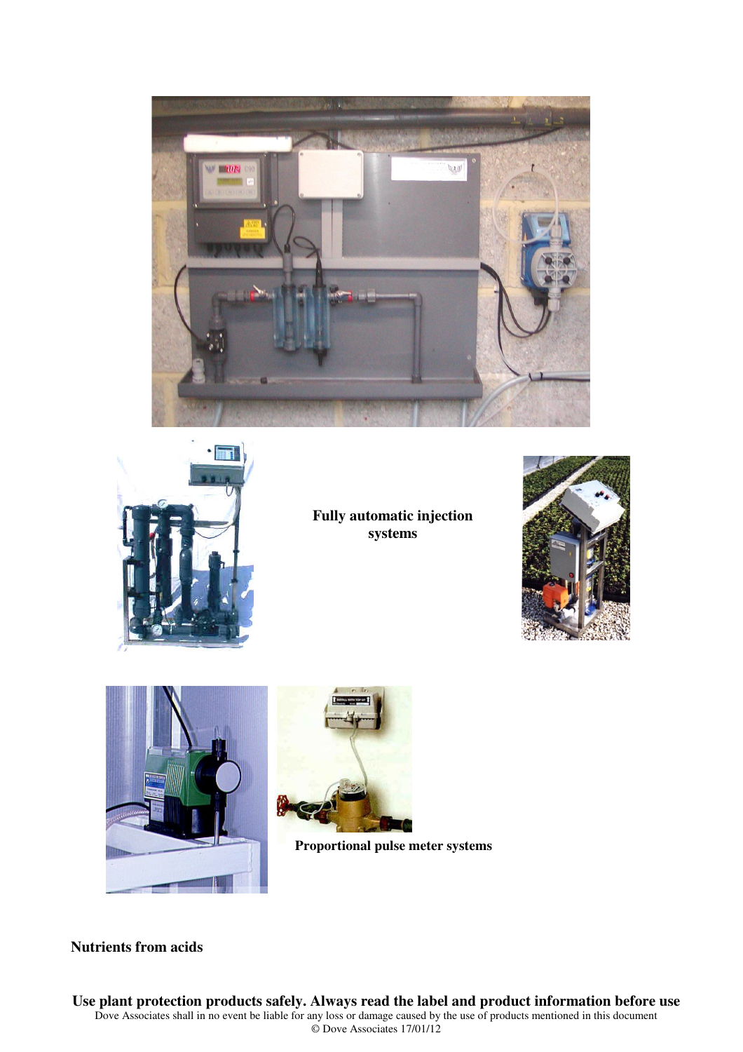**Fully automatic injection systems**

**Proportional pulse meter systems**

**Nutrients from acids**

**Use plant protection products safely. Always read the label and product information before use**

Dove Associates shall in no event be liable for any loss or damage caused by the use of products mentioned in this document

© Dove Associates 17/01/12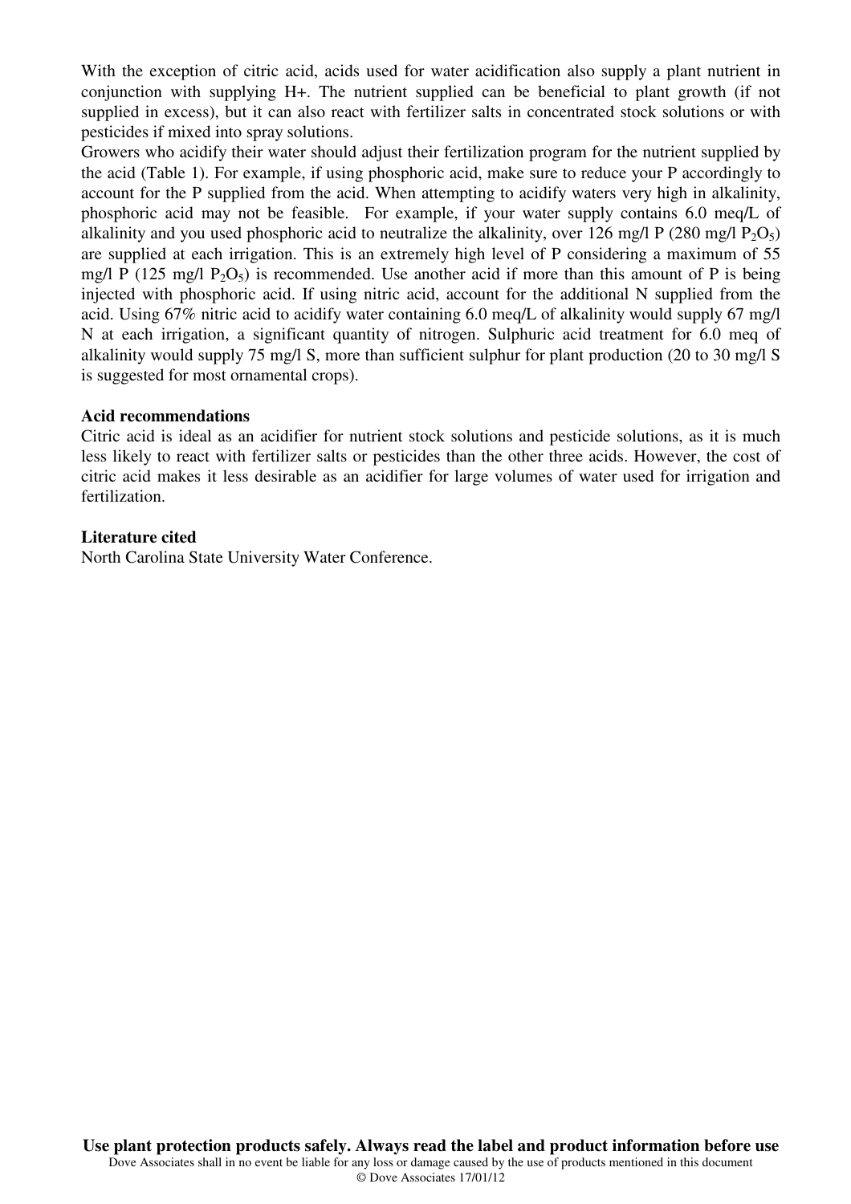With the exception of citric acid, acids used for water acidification also supply a plant nutrient in conjunction with supplying H+. The nutrient supplied can be beneficial to plant growth (if not supplied in excess), but it can also react with fertilizer salts in concentrated stock solutions or with pesticides if mixed into spray solutions.

Growers who acidify their water should adjust their fertilization program for the nutrient supplied by the acid (Table 1). For example, if using phosphoric acid, make sure to reduce your P accordingly to account for the P supplied from the acid. When attempting to acidify waters very high in alkalinity, phosphoric acid may not be feasible. For example, if your water supply contains 6.0 meq/L of alkalinity and you used phosphoric acid to neutralize the alkalinity, over 126 mg/l P (280 mg/l $P_2O_5$) are supplied at each irrigation. This is an extremely high level of P considering a maximum of 55 mg/l P (125 mg/l $P_2O_5$) is recommended. Use another acid if more than this amount of P is being injected with phosphoric acid. If using nitric acid, account for the additional N supplied from the acid. Using 67% nitric acid to acidify water containing 6.0 meq/L of alkalinity would supply 67 mg/l N at each irrigation, a significant quantity of nitrogen. Sulphuric acid treatment for 6.0 meq of alkalinity would supply 75 mg/l S, more than sufficient sulphur for plant production (20 to 30 mg/l S is suggested for most ornamental crops).

**Acid recommendations**

Citric acid is ideal as an acidifier for nutrient stock solutions and pesticide solutions, as it is much less likely to react with fertilizer salts or pesticides than the other three acids. However, the cost of citric acid makes it less desirable as an acidifier for large volumes of water used for irrigation and fertilization.

**Literature cited**

North Carolina State University Water Conference.